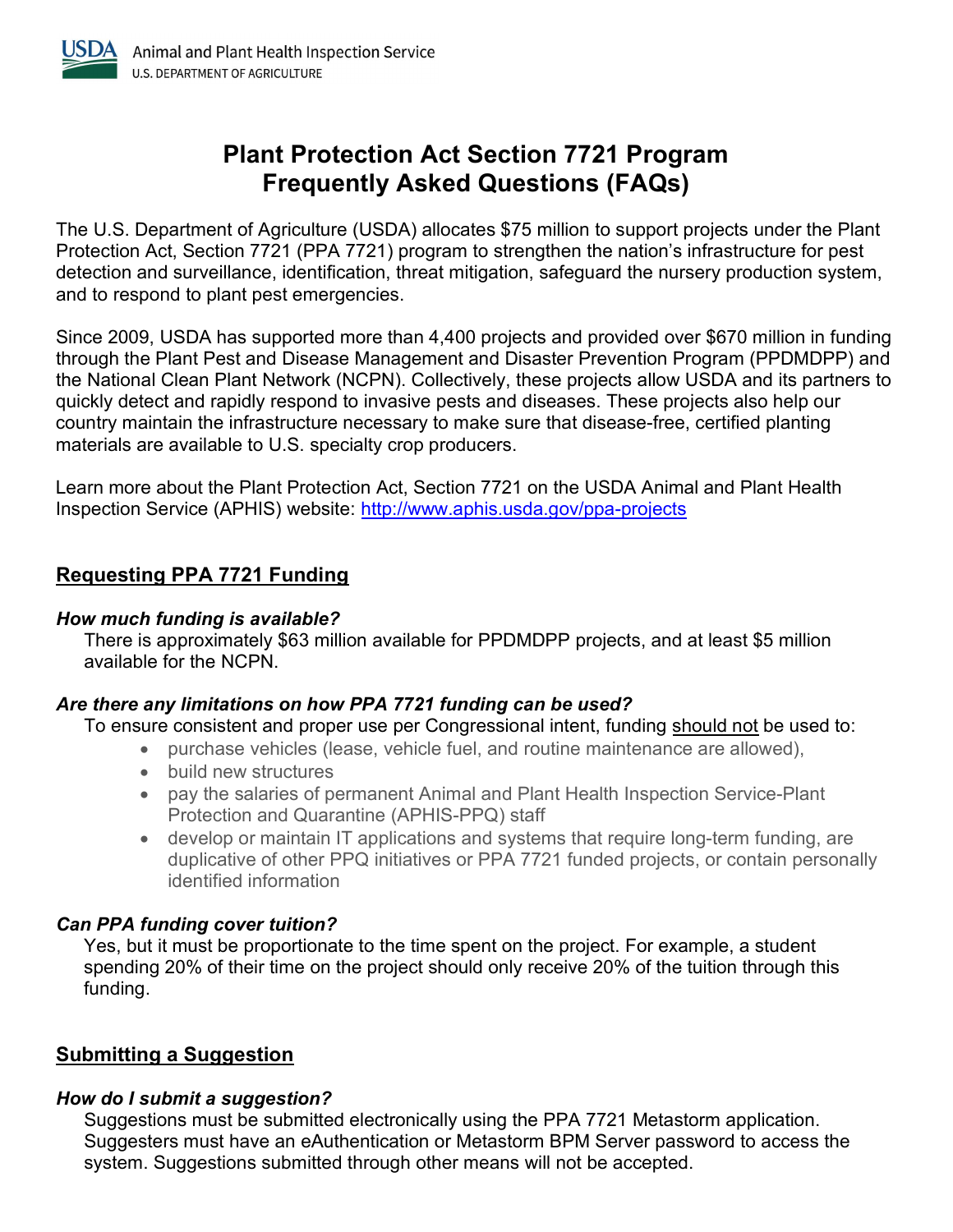# Plant Protection Act Section 7721 Program Frequently Asked Questions (FAQs)

The U.S. Department of Agriculture (USDA) allocates $75 million to support projects under the Plant Protection Act, Section 7721 (PPA 7721) program to strengthen the nation's infrastructure for pest detection and surveillance, identification, threat mitigation, safeguard the nursery production system, and to respond to plant pest emergencies.

Since 2009, USDA has supported more than 4,400 projects and provided over $670 million in funding through the Plant Pest and Disease Management and Disaster Prevention Program (PPDMDPP) and the National Clean Plant Network (NCPN). Collectively, these projects allow USDA and its partners to quickly detect and rapidly respond to invasive pests and diseases. These projects also help our country maintain the infrastructure necessary to make sure that disease-free, certified planting materials are available to U.S. specialty crop producers.

Learn more about the Plant Protection Act, Section 7721 on the USDA Animal and Plant Health Inspection Service (APHIS) website: http://www.aphis.usda.gov/ppa-projects

## Requesting PPA 7721 Funding

### *How much funding is available?*

There is approximately $63 million available for PPDMDPP projects, and at least $5 million available for the NCPN.

### *Are there any limitations on how PPA 7721 funding can be used?*

To ensure consistent and proper use per Congressional intent, funding should not be used to:

- purchase vehicles (lease, vehicle fuel, and routine maintenance are allowed),
- build new structures
- pay the salaries of permanent Animal and Plant Health Inspection Service-Plant Protection and Quarantine (APHIS-PPQ) staff
- develop or maintain IT applications and systems that require long-term funding, are duplicative of other PPQ initiatives or PPA 7721 funded projects, or contain personally identified information

### *Can PPA funding cover tuition?*

Yes, but it must be proportionate to the time spent on the project. For example, a student spending 20% of their time on the project should only receive 20% of the tuition through this funding.

## Submitting a Suggestion

### *How do I submit a suggestion?*

Suggestions must be submitted electronically using the PPA 7721 Metastorm application. Suggesters must have an eAuthentication or Metastorm BPM Server password to access the system. Suggestions submitted through other means will not be accepted.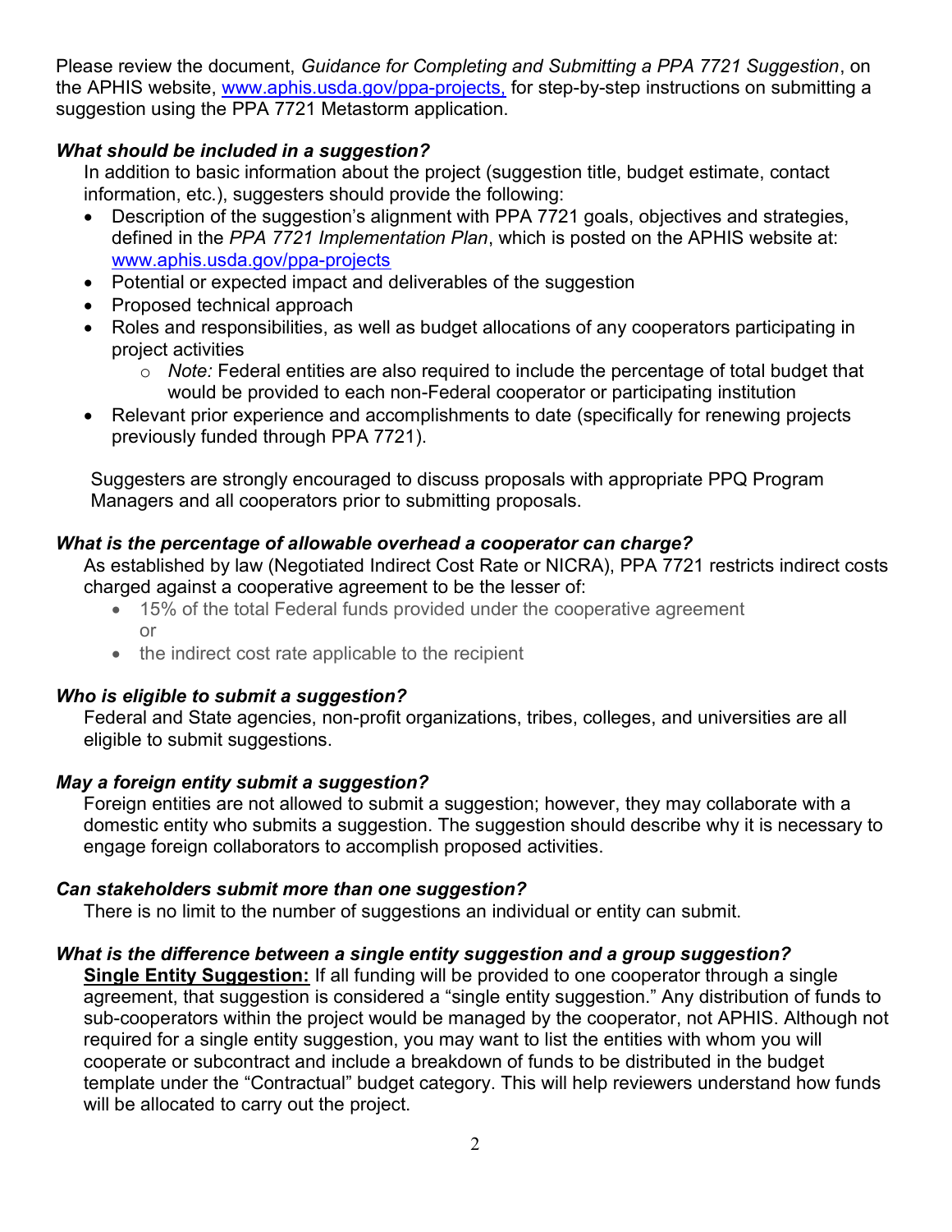Please review the document, *Guidance for Completing and Submitting a PPA 7721 Suggestion*, on the APHIS website, [www.aphis.usda.gov/ppa-projects,](www.aphis.usda.gov/ppa-projects) for step-by-step instructions on submitting a suggestion using the PPA 7721 Metastorm application.

***What should be included in a suggestion?***

In addition to basic information about the project (suggestion title, budget estimate, contact information, etc.), suggesters should provide the following:

- Description of the suggestion's alignment with PPA 7721 goals, objectives and strategies, defined in the *PPA 7721 Implementation Plan*, which is posted on the APHIS website at: [www.aphis.usda.gov/ppa-projects](www.aphis.usda.gov/ppa-projects)
- Potential or expected impact and deliverables of the suggestion
- Proposed technical approach
- Roles and responsibilities, as well as budget allocations of any cooperators participating in project activities
    - *Note:* Federal entities are also required to include the percentage of total budget that would be provided to each non-Federal cooperator or participating institution
- Relevant prior experience and accomplishments to date (specifically for renewing projects previously funded through PPA 7721).

Suggesters are strongly encouraged to discuss proposals with appropriate PPQ Program Managers and all cooperators prior to submitting proposals.

***What is the percentage of allowable overhead a cooperator can charge?***

As established by law (Negotiated Indirect Cost Rate or NICRA), PPA 7721 restricts indirect costs charged against a cooperative agreement to be the lesser of:

- 15% of the total Federal funds provided under the cooperative agreement
  or
- the indirect cost rate applicable to the recipient

***Who is eligible to submit a suggestion?***

Federal and State agencies, non-profit organizations, tribes, colleges, and universities are all eligible to submit suggestions.

***May a foreign entity submit a suggestion?***

Foreign entities are not allowed to submit a suggestion; however, they may collaborate with a domestic entity who submits a suggestion. The suggestion should describe why it is necessary to engage foreign collaborators to accomplish proposed activities.

***Can stakeholders submit more than one suggestion?***

There is no limit to the number of suggestions an individual or entity can submit.

***What is the difference between a single entity suggestion and a group suggestion?***

**Single Entity Suggestion:** If all funding will be provided to one cooperator through a single agreement, that suggestion is considered a "single entity suggestion." Any distribution of funds to sub-cooperators within the project would be managed by the cooperator, not APHIS. Although not required for a single entity suggestion, you may want to list the entities with whom you will cooperate or subcontract and include a breakdown of funds to be distributed in the budget template under the "Contractual" budget category. This will help reviewers understand how funds will be allocated to carry out the project.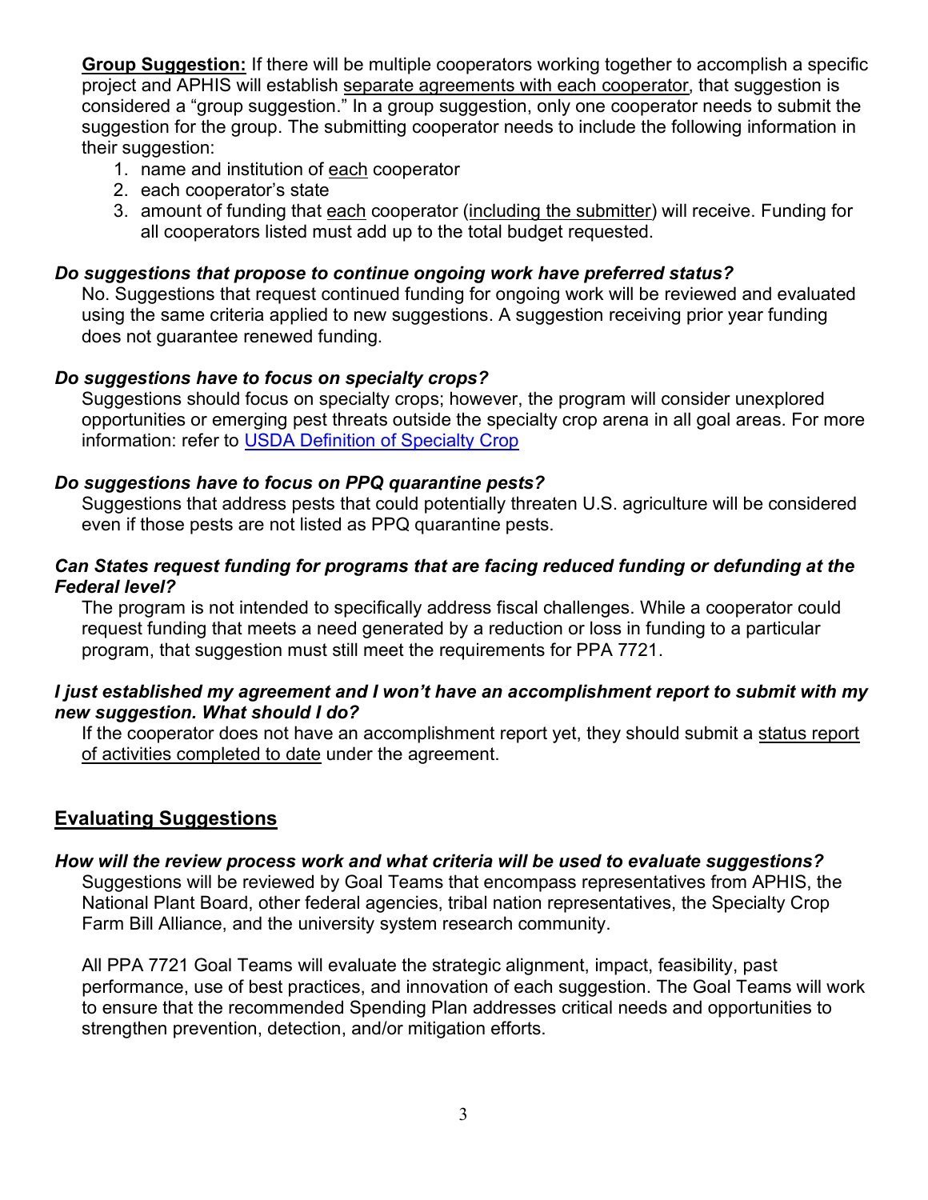**Group Suggestion:** If there will be multiple cooperators working together to accomplish a specific project and APHIS will establish separate agreements with each cooperator, that suggestion is considered a "group suggestion." In a group suggestion, only one cooperator needs to submit the suggestion for the group. The submitting cooperator needs to include the following information in their suggestion:

1. name and institution of each cooperator
2. each cooperator's state
3. amount of funding that each cooperator (including the submitter) will receive. Funding for all cooperators listed must add up to the total budget requested.

***Do suggestions that propose to continue ongoing work have preferred status?***

No. Suggestions that request continued funding for ongoing work will be reviewed and evaluated using the same criteria applied to new suggestions. A suggestion receiving prior year funding does not guarantee renewed funding.

***Do suggestions have to focus on specialty crops?***

Suggestions should focus on specialty crops; however, the program will consider unexplored opportunities or emerging pest threats outside the specialty crop arena in all goal areas. For more information: refer to USDA Definition of Specialty Crop

***Do suggestions have to focus on PPQ quarantine pests?***

Suggestions that address pests that could potentially threaten U.S. agriculture will be considered even if those pests are not listed as PPQ quarantine pests.

***Can States request funding for programs that are facing reduced funding or defunding at the Federal level?***

The program is not intended to specifically address fiscal challenges. While a cooperator could request funding that meets a need generated by a reduction or loss in funding to a particular program, that suggestion must still meet the requirements for PPA 7721.

***I just established my agreement and I won't have an accomplishment report to submit with my new suggestion. What should I do?***

If the cooperator does not have an accomplishment report yet, they should submit a status report of activities completed to date under the agreement.

## Evaluating Suggestions

***How will the review process work and what criteria will be used to evaluate suggestions?***

Suggestions will be reviewed by Goal Teams that encompass representatives from APHIS, the National Plant Board, other federal agencies, tribal nation representatives, the Specialty Crop Farm Bill Alliance, and the university system research community.

All PPA 7721 Goal Teams will evaluate the strategic alignment, impact, feasibility, past performance, use of best practices, and innovation of each suggestion. The Goal Teams will work to ensure that the recommended Spending Plan addresses critical needs and opportunities to strengthen prevention, detection, and/or mitigation efforts.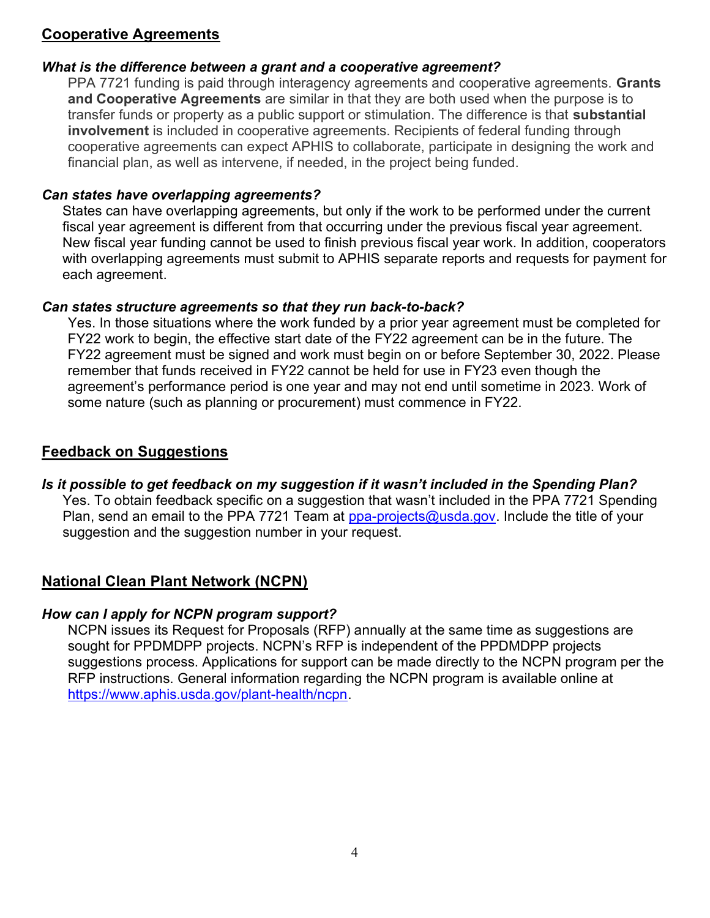## Cooperative Agreements

### *What is the difference between a grant and a cooperative agreement?*

PPA 7721 funding is paid through interagency agreements and cooperative agreements. **Grants and Cooperative Agreements** are similar in that they are both used when the purpose is to transfer funds or property as a public support or stimulation. The difference is that **substantial involvement** is included in cooperative agreements. Recipients of federal funding through cooperative agreements can expect APHIS to collaborate, participate in designing the work and financial plan, as well as intervene, if needed, in the project being funded.

### *Can states have overlapping agreements?*

States can have overlapping agreements, but only if the work to be performed under the current fiscal year agreement is different from that occurring under the previous fiscal year agreement. New fiscal year funding cannot be used to finish previous fiscal year work. In addition, cooperators with overlapping agreements must submit to APHIS separate reports and requests for payment for each agreement.

### *Can states structure agreements so that they run back-to-back?*

Yes. In those situations where the work funded by a prior year agreement must be completed for FY22 work to begin, the effective start date of the FY22 agreement can be in the future. The FY22 agreement must be signed and work must begin on or before September 30, 2022. Please remember that funds received in FY22 cannot be held for use in FY23 even though the agreement's performance period is one year and may not end until sometime in 2023. Work of some nature (such as planning or procurement) must commence in FY22.

## Feedback on Suggestions

### *Is it possible to get feedback on my suggestion if it wasn't included in the Spending Plan?*

Yes. To obtain feedback specific on a suggestion that wasn't included in the PPA 7721 Spending Plan, send an email to the PPA 7721 Team at ppa-projects@usda.gov. Include the title of your suggestion and the suggestion number in your request.

## National Clean Plant Network (NCPN)

### *How can I apply for NCPN program support?*

NCPN issues its Request for Proposals (RFP) annually at the same time as suggestions are sought for PPDMDPP projects. NCPN's RFP is independent of the PPDMDPP projects suggestions process. Applications for support can be made directly to the NCPN program per the RFP instructions. General information regarding the NCPN program is available online at https://www.aphis.usda.gov/plant-health/ncpn.